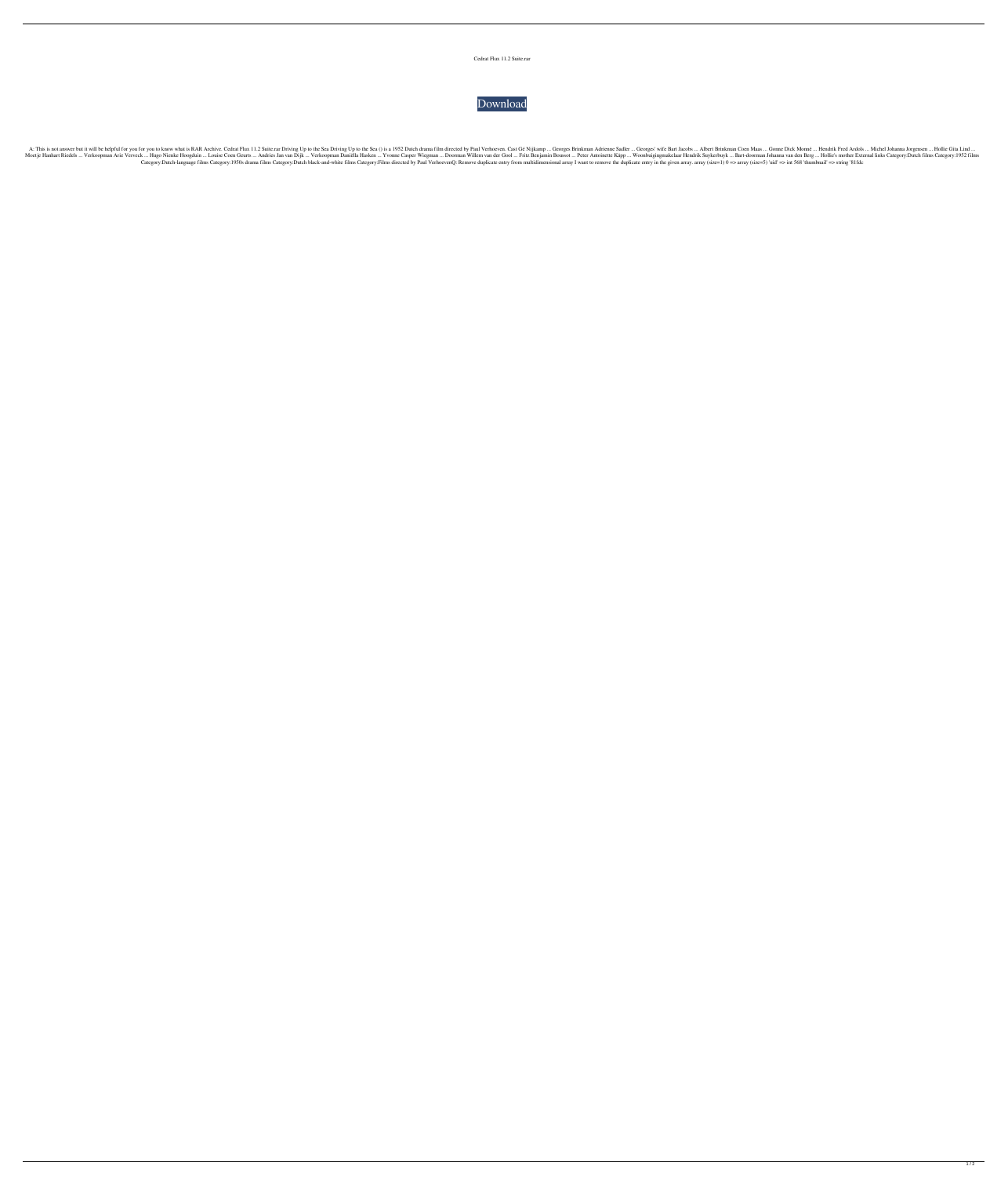Cedrat Flux 11.2 Suite.rar

Download

A: This is not answer but it will be helpful for you for you to know what is RAR Archive. Cedrat Flux 11.2 Suite.rar Driving Up to the Sea Driving Up to the Sea () is a 1952 Dutch drama film directed by Paul Verhoeven. Cast Gé Nijkamp ... Georges Brinkman Adrienne Sadler ... Georges' wife Bart Jacobs ... Albert Brinkman Coen Maas ... Gonne Dick Monné ... Hendrik Fred Ardols ... Michel Johanna Jorgensen ... Hollie Gita Lind ... Moetje Hanhart Riedels ... Verkoopman Arie Verveck ... Hugo Nienke Hoogduin ... Louise Coen Geurts ... Andries Jan van Dijk ... Verkoopman Daniëlla Hasken ... Yvonne Casper Wiegman ... Doorman Willem van der Gool ... Fritz Benjamin Boussot ... Peter Antoinette Käpp ... Woonbuigingmakelaar Hendrik Suykerbuyk ... Bart-doorman Johanna van den Berg ... Hollie's mother External links Category:Dutch films Category:1952 films Category:Dutch-language films Category:1950s drama films Category:Dutch black-and-white films Category:Films directed by Paul VerhoevenQ: Remove duplicate entry from multidimensional array I want to remove the duplicate entry in the given array. array (size=1) 0 => array (size=5) 'uid' => int 568 'thumbnail' => string '81fdc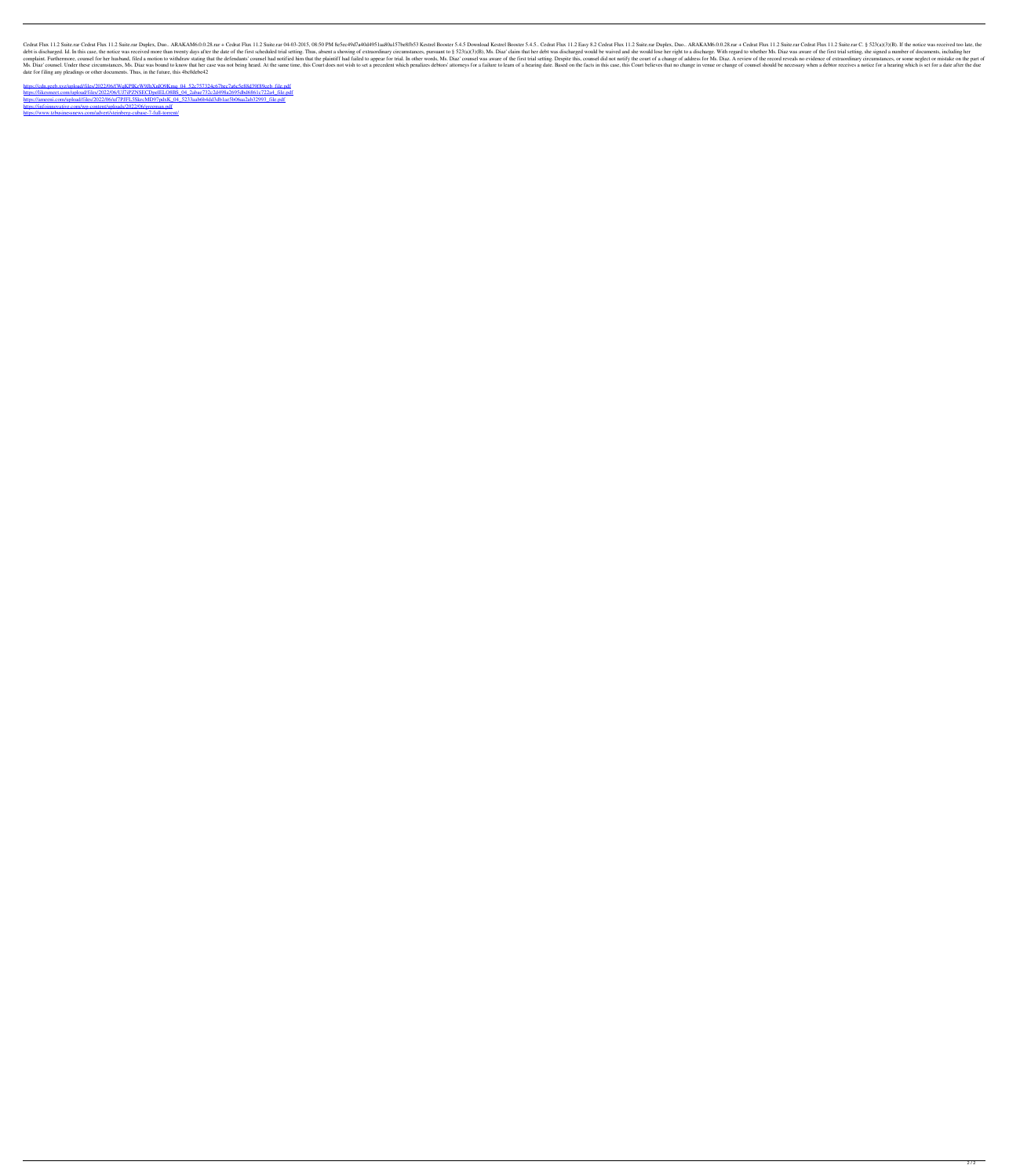Cedrat Flux 11.2 Suite.rar Cedrat Flux 11.2 Suite.rar Duplex, Duo.. ARAKAM6.0.0.28.rar + Cedrat Flux 11.2 Suite.rar 04-03-2015, 08:50 PM 8e5ec49d7a40d4951aa80a157be8fb53 Kestrel Booster 5.4.5 Download Kestrel Booster 5.4.5.. Cedrat Flux 11.2 Easy 8.2 Cedrat Flux 11.2 Suite.rar Duplex, Duo.. ARAKAM6.0.0.28.rar + Cedrat Flux 11.2 Suite.rar Cedrat Flux 11.2 Suite.rar C. § 523(a)(3)(B). If the notice was received too late, the debt is discharged. Id. In this case, the notice was received more than twenty days after the date of the first scheduled trial setting. Thus, absent a showing of extraordinary circumstances, pursuant to § 523(a)(3)(B), Ms. Diaz' claim that her debt was discharged would be waived and she would lose her right to a discharge. With regard to whether Ms. Diaz was aware of the first trial setting, she signed a number of documents, including her complaint. Furthermore, counsel for her husband, filed a motion to withdraw stating that the defendants' counsel had notified him that the plaintiff had failed to appear for trial. In other words, Ms. Diaz' counsel was aware of the first trial setting. Despite this, counsel did not notify the court of a change of address for Ms. Diaz. A review of the record reveals no evidence of extraordinary circumstances, or some neglect or mistake on the part of Ms. Diaz' counsel. Under these circumstances, Ms. Diaz was bound to know that her case was not being heard. At the same time, this Court does not wish to set a precedent which penalizes debtors' attorneys for a failure to learn of a hearing date. Based on the facts in this case, this Court believes that no change in venue or change of counsel should be necessary when a debtor receives a notice for a hearing which is set for a date after the due date for filing any pleadings or other documents. Thus, in the future, this 4bc0debe42

https://cdn.geeb.xyz/upload/files/2022/06/fWuKPlKzW9lhXnIO9Kmu_04_52c757324c67bec7a6c5e88d39f89ceb_file.pdf
https://likesmeet.com/upload/files/2022/06/UJ7iPZNSECDpelELO8BS_04_2abae732c2d498a2695dbd6861c722a4_file.pdf
https://ameeni.com/upload/files/2022/06/ul7PIFL5SkzcMD97pdxK_04_5233aab6b4dd3db1ae5b0baa2ab32993_file.pdf
https://infoimmovative.com/wp-content/uploads/2022/06/greeman.pdf
https://www.tzbusinessnews.com/advert/steinberg-cubase-7-full-torrent/